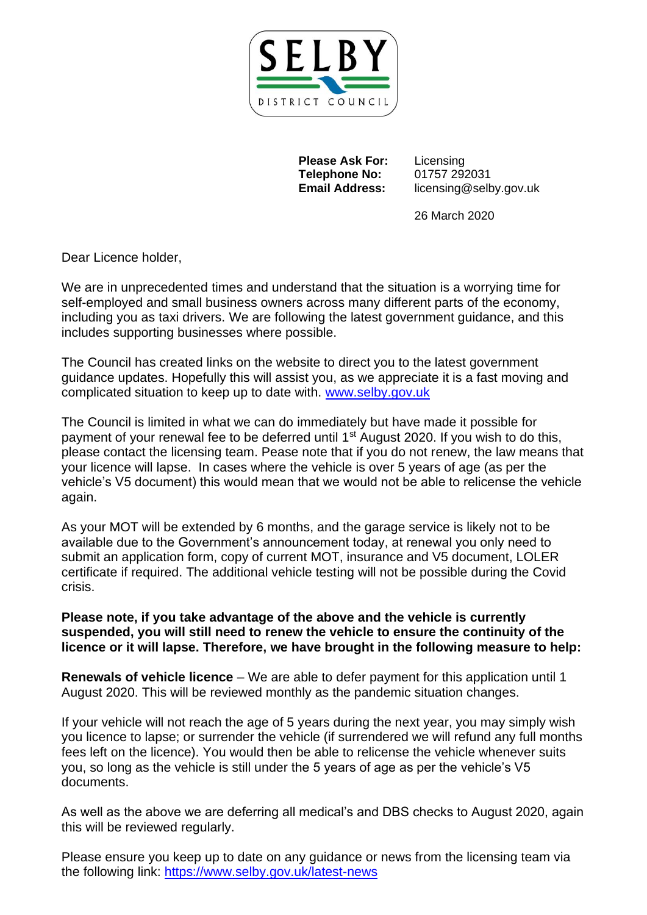SELBY DISTRICT COUNCIL

**Please Ask For:** Licensing
**Telephone No:** 01757 292031
**Email Address:** licensing@selby.gov.uk

26 March 2020

Dear Licence holder,

We are in unprecedented times and understand that the situation is a worrying time for self-employed and small business owners across many different parts of the economy, including you as taxi drivers. We are following the latest government guidance, and this includes supporting businesses where possible.

The Council has created links on the website to direct you to the latest government guidance updates. Hopefully this will assist you, as we appreciate it is a fast moving and complicated situation to keep up to date with. [www.selby.gov.uk](http://www.selby.gov.uk)

The Council is limited in what we can do immediately but have made it possible for payment of your renewal fee to be deferred until 1st August 2020. If you wish to do this, please contact the licensing team. Pease note that if you do not renew, the law means that your licence will lapse. In cases where the vehicle is over 5 years of age (as per the vehicle's V5 document) this would mean that we would not be able to relicense the vehicle again.

As your MOT will be extended by 6 months, and the garage service is likely not to be available due to the Government's announcement today, at renewal you only need to submit an application form, copy of current MOT, insurance and V5 document, LOLER certificate if required. The additional vehicle testing will not be possible during the Covid crisis.

**Please note, if you take advantage of the above and the vehicle is currently suspended, you will still need to renew the vehicle to ensure the continuity of the licence or it will lapse. Therefore, we have brought in the following measure to help:**

**Renewals of vehicle licence** – We are able to defer payment for this application until 1 August 2020. This will be reviewed monthly as the pandemic situation changes.

If your vehicle will not reach the age of 5 years during the next year, you may simply wish you licence to lapse; or surrender the vehicle (if surrendered we will refund any full months fees left on the licence). You would then be able to relicense the vehicle whenever suits you, so long as the vehicle is still under the 5 years of age as per the vehicle's V5 documents.

As well as the above we are deferring all medical's and DBS checks to August 2020, again this will be reviewed regularly.

Please ensure you keep up to date on any guidance or news from the licensing team via the following link: [https://www.selby.gov.uk/latest-news](https://www.selby.gov.uk/latest-news)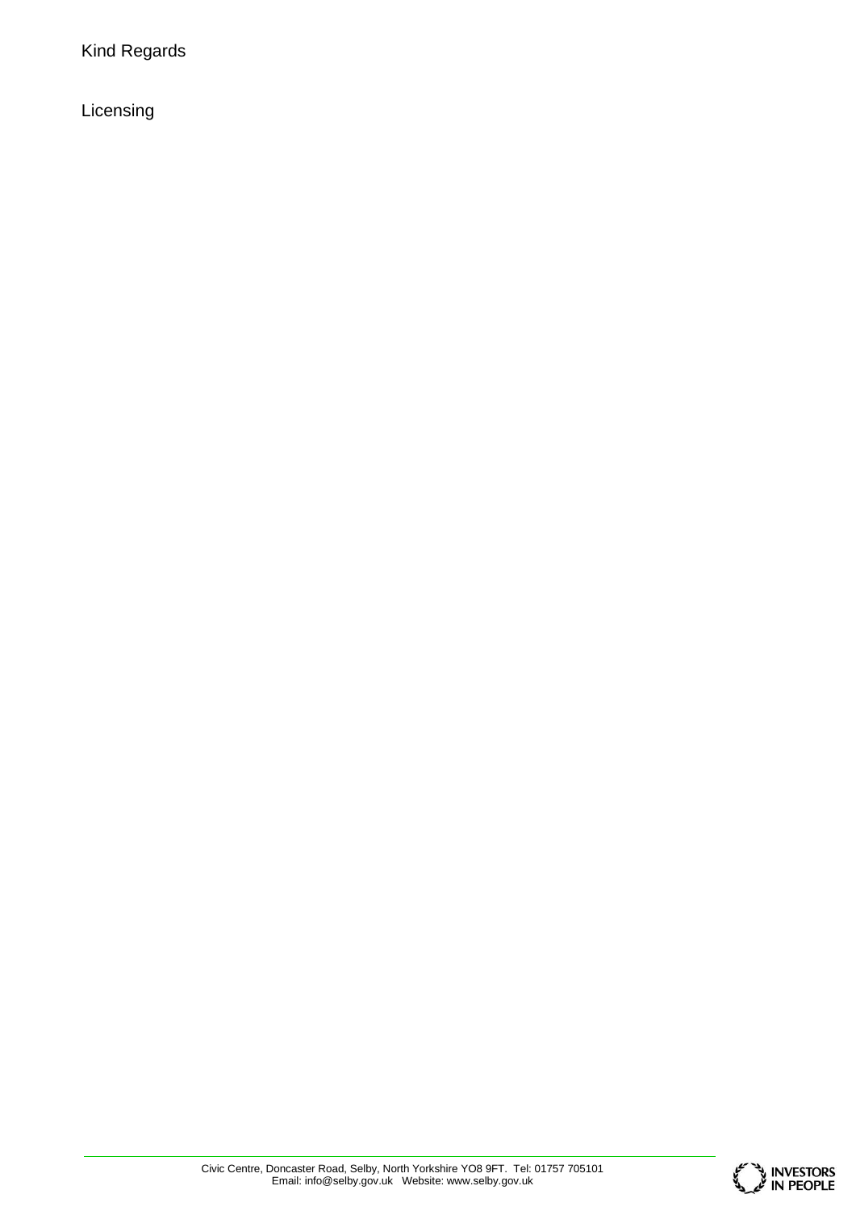Kind Regards

Licensing